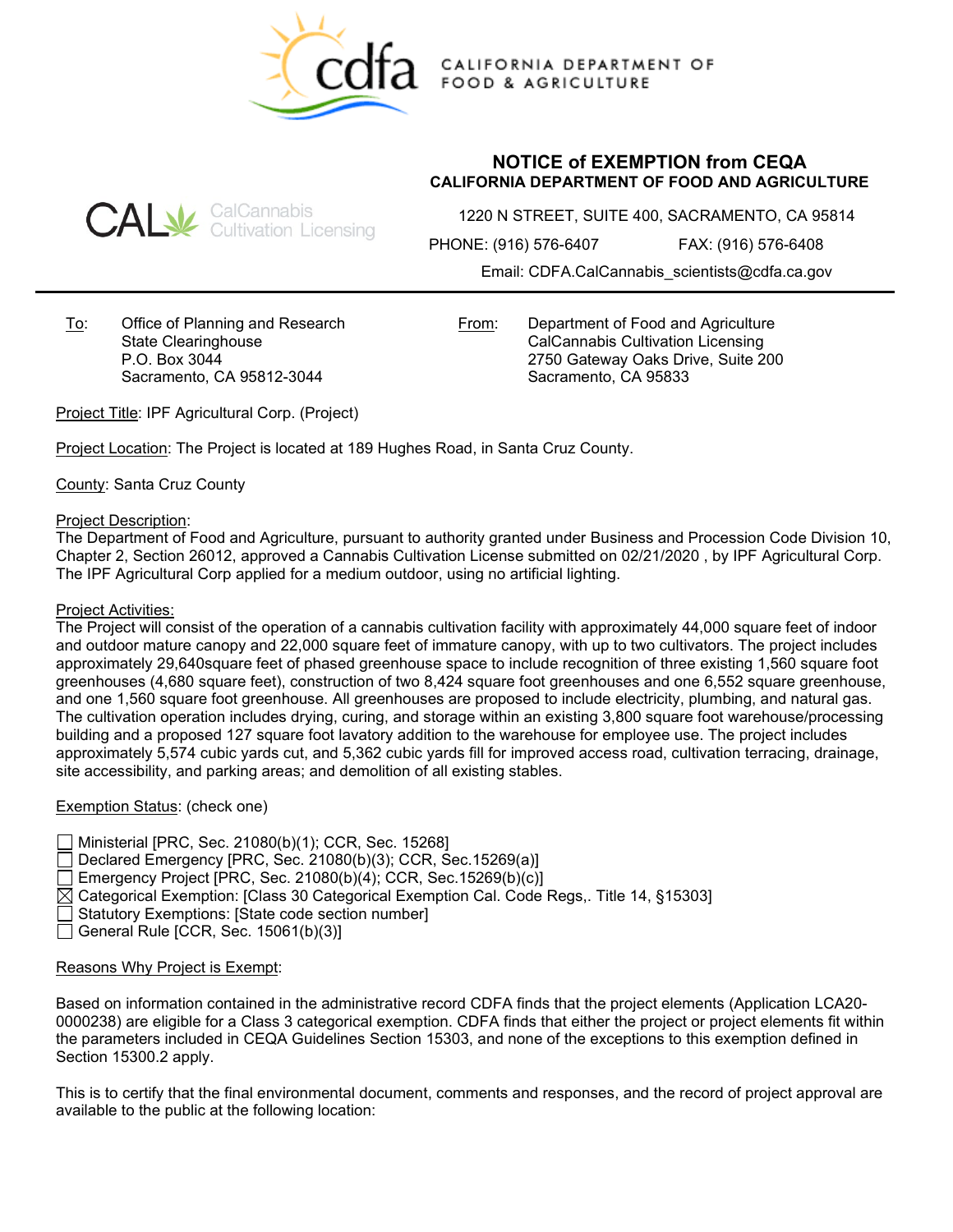CALIFORNIA DEPARTMENT OF FOOD & AGRICULTURE

CalCannabis Cultivation Licensing

# NOTICE of EXEMPTION from CEQA

## CALIFORNIA DEPARTMENT OF FOOD AND AGRICULTURE

1220 N STREET, SUITE 400, SACRAMENTO, CA 95814

PHONE: (916) 576-6407 FAX: (916) 576-6408

Email: CDFA.CalCannabis_scientists@cdfa.ca.gov

To: Office of Planning and Research
State Clearinghouse
P.O. Box 3044
Sacramento, CA 95812-3044

From: Department of Food and Agriculture
CalCannabis Cultivation Licensing
2750 Gateway Oaks Drive, Suite 200
Sacramento, CA 95833

Project Title: IPF Agricultural Corp. (Project)

Project Location: The Project is located at 189 Hughes Road, in Santa Cruz County.

County: Santa Cruz County

Project Description:
The Department of Food and Agriculture, pursuant to authority granted under Business and Procession Code Division 10, Chapter 2, Section 26012, approved a Cannabis Cultivation License submitted on 02/21/2020 , by IPF Agricultural Corp. The IPF Agricultural Corp applied for a medium outdoor, using no artificial lighting.

Project Activities:
The Project will consist of the operation of a cannabis cultivation facility with approximately 44,000 square feet of indoor and outdoor mature canopy and 22,000 square feet of immature canopy, with up to two cultivators. The project includes approximately 29,640square feet of phased greenhouse space to include recognition of three existing 1,560 square foot greenhouses (4,680 square feet), construction of two 8,424 square foot greenhouses and one 6,552 square greenhouse, and one 1,560 square foot greenhouse. All greenhouses are proposed to include electricity, plumbing, and natural gas. The cultivation operation includes drying, curing, and storage within an existing 3,800 square foot warehouse/processing building and a proposed 127 square foot lavatory addition to the warehouse for employee use. The project includes approximately 5,574 cubic yards cut, and 5,362 cubic yards fill for improved access road, cultivation terracing, drainage, site accessibility, and parking areas; and demolition of all existing stables.

Exemption Status: (check one)

- ☐ Ministerial [PRC, Sec. 21080(b)(1); CCR, Sec. 15268]
- ☐ Declared Emergency [PRC, Sec. 21080(b)(3); CCR, Sec.15269(a)]
- ☐ Emergency Project [PRC, Sec. 21080(b)(4); CCR, Sec.15269(b)(c)]
- ☒ Categorical Exemption: [Class 30 Categorical Exemption Cal. Code Regs,. Title 14, §15303]
- ☐ Statutory Exemptions: [State code section number]
- ☐ General Rule [CCR, Sec. 15061(b)(3)]

Reasons Why Project is Exempt:

Based on information contained in the administrative record CDFA finds that the project elements (Application LCA20-0000238) are eligible for a Class 3 categorical exemption. CDFA finds that either the project or project elements fit within the parameters included in CEQA Guidelines Section 15303, and none of the exceptions to this exemption defined in Section 15300.2 apply.

This is to certify that the final environmental document, comments and responses, and the record of project approval are available to the public at the following location: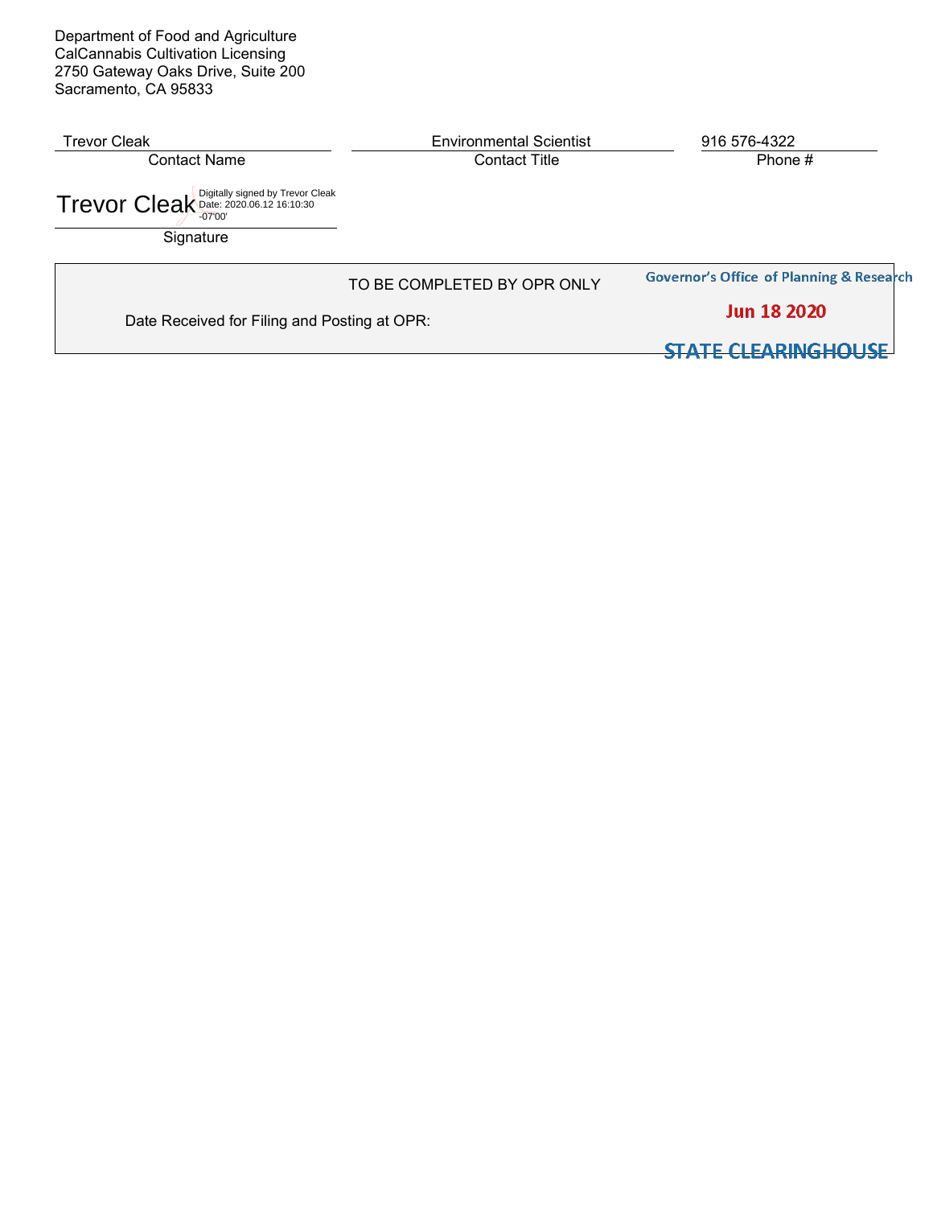Department of Food and Agriculture
CalCannabis Cultivation Licensing
2750 Gateway Oaks Drive, Suite 200
Sacramento, CA 95833

| Trevor Cleak | Environmental Scientist | 916 576-4322 |
|---|---|---|
| Contact Name | Contact Title | Phone # |

Trevor Cleak Digitally signed by Trevor Cleak Date: 2020.06.12 16:10:30 -07'00'

Signature

TO BE COMPLETED BY OPR ONLY

Date Received for Filing and Posting at OPR:

Governor's Office of Planning & Research

Jun 18 2020

STATE CLEARINGHOUSE